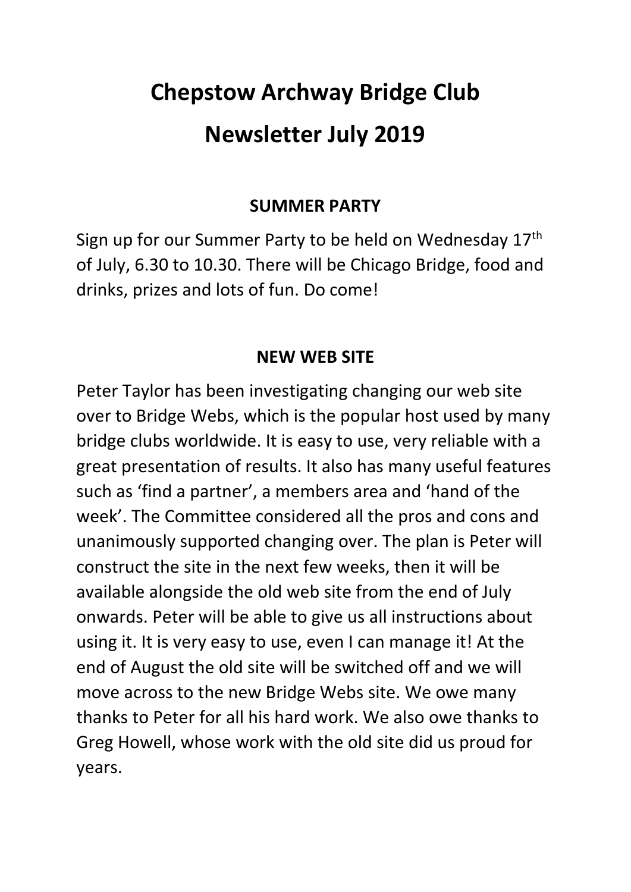# Chepstow Archway Bridge Club

# Newsletter July 2019

## SUMMER PARTY

Sign up for our Summer Party to be held on Wednesday 17th of July, 6.30 to 10.30. There will be Chicago Bridge, food and drinks, prizes and lots of fun. Do come!

## NEW WEB SITE

Peter Taylor has been investigating changing our web site over to Bridge Webs, which is the popular host used by many bridge clubs worldwide. It is easy to use, very reliable with a great presentation of results. It also has many useful features such as 'find a partner', a members area and 'hand of the week'. The Committee considered all the pros and cons and unanimously supported changing over. The plan is Peter will construct the site in the next few weeks, then it will be available alongside the old web site from the end of July onwards. Peter will be able to give us all instructions about using it. It is very easy to use, even I can manage it! At the end of August the old site will be switched off and we will move across to the new Bridge Webs site. We owe many thanks to Peter for all his hard work. We also owe thanks to Greg Howell, whose work with the old site did us proud for years.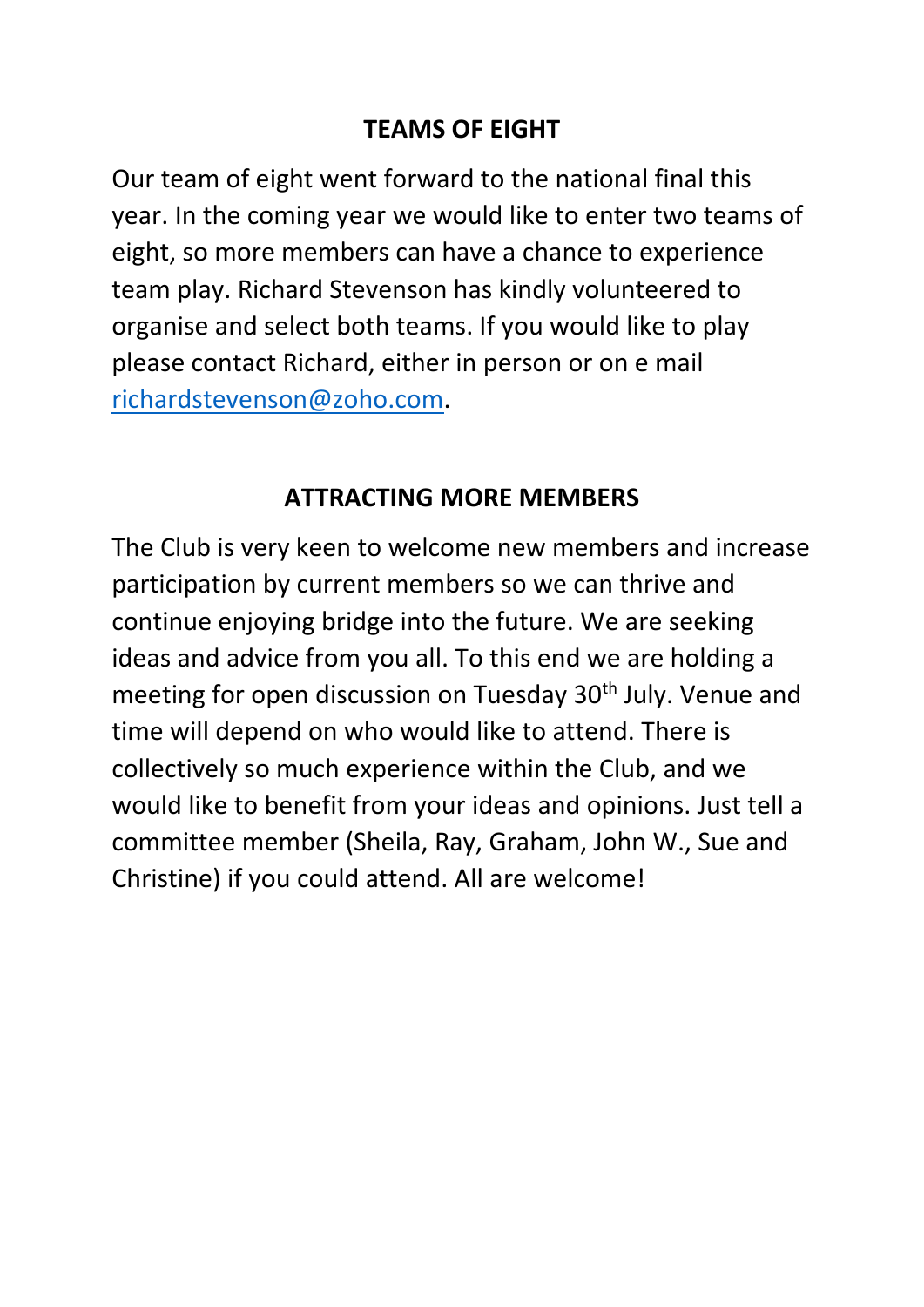## TEAMS OF EIGHT

Our team of eight went forward to the national final this year. In the coming year we would like to enter two teams of eight, so more members can have a chance to experience team play. Richard Stevenson has kindly volunteered to organise and select both teams. If you would like to play please contact Richard, either in person or on e mail richardstevenson@zoho.com.

## ATTRACTING MORE MEMBERS

The Club is very keen to welcome new members and increase participation by current members so we can thrive and continue enjoying bridge into the future. We are seeking ideas and advice from you all. To this end we are holding a meeting for open discussion on Tuesday 30th July. Venue and time will depend on who would like to attend. There is collectively so much experience within the Club, and we would like to benefit from your ideas and opinions. Just tell a committee member (Sheila, Ray, Graham, John W., Sue and Christine) if you could attend. All are welcome!